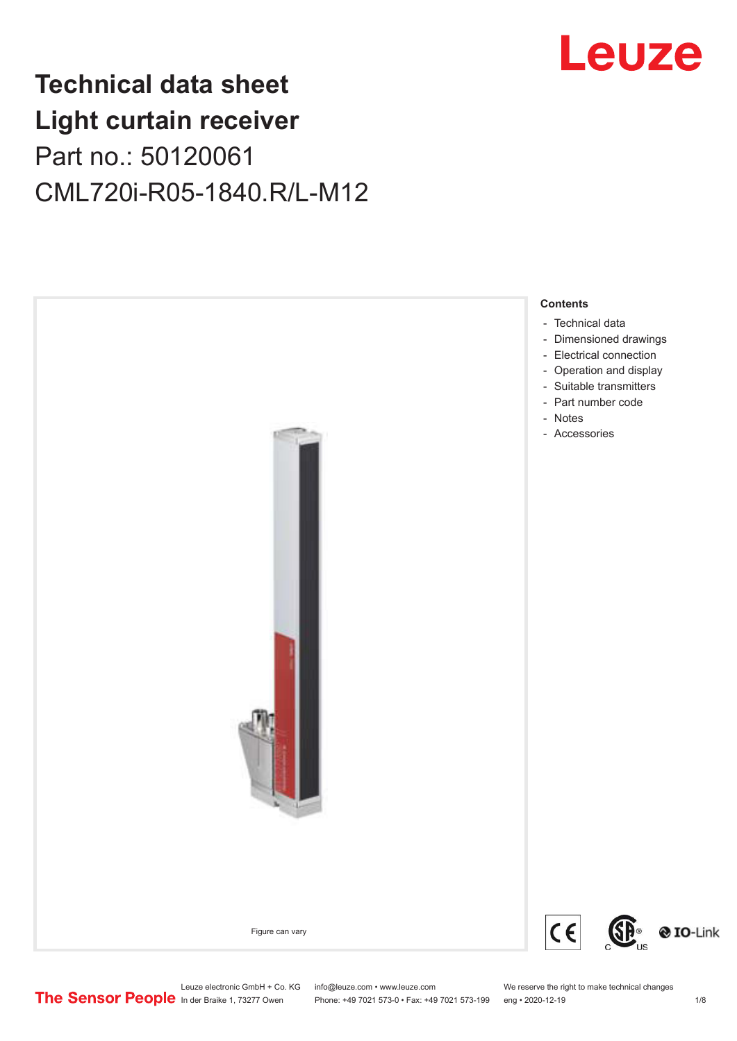# Technical data sheet
# Light curtain receiver
## Part no.: 50120061
## CML720i-R05-1840.R/L-M12

Figure can vary

**Contents**

- Technical data
- Dimensioned drawings
- Electrical connection
- Operation and display
- Suitable transmitters
- Part number code
- Notes
- Accessories

Leuze electronic GmbH + Co. KG
In der Braike 1, 73277 Owen

info@leuze.com • www.leuze.com
Phone: +49 7021 573-0 • Fax: +49 7021 573-199

We reserve the right to make technical changes
eng • 2020-12-19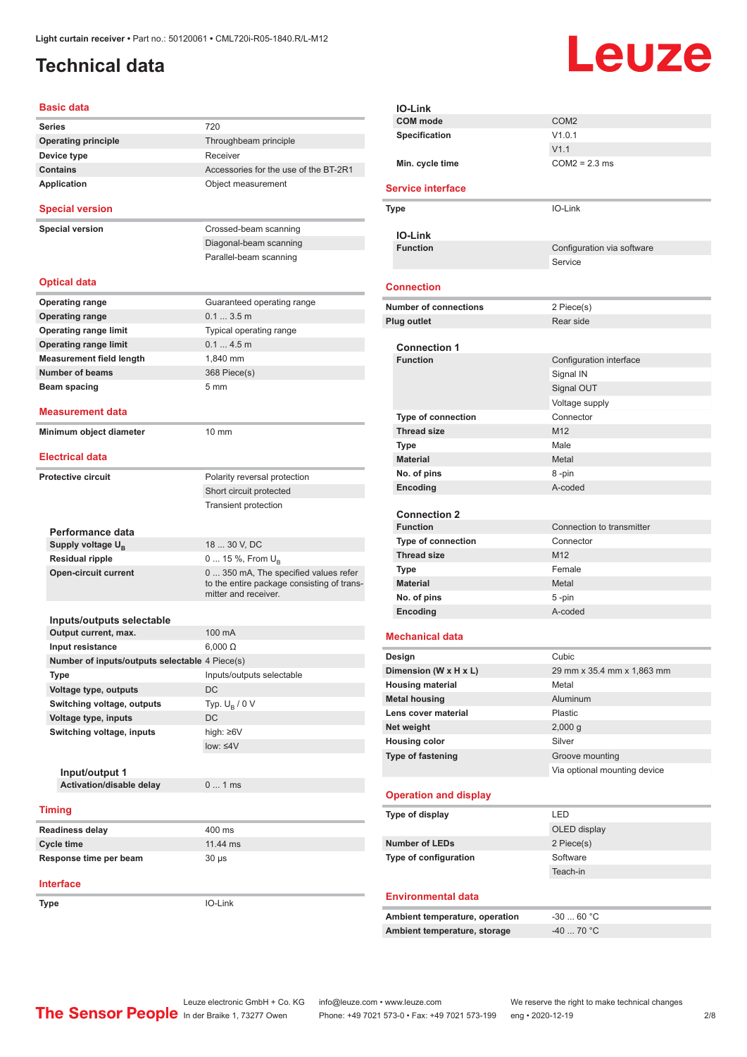# Technical data

Light curtain receiver • Part no.: 50120061 • CML720i-R05-1840.R/L-M12

## Basic data

| | |
|---|---|
| **Series** | 720 |
| **Operating principle** | Throughbeam principle |
| **Device type** | Receiver |
| **Contains** | Accessories for the use of the BT-2R1 |
| **Application** | Object measurement |

## Special version

| | |
|---|---|
| **Special version** | Crossed-beam scanning |
| | Diagonal-beam scanning |
| | Parallel-beam scanning |

## Optical data

| | |
|---|---|
| **Operating range** | Guaranteed operating range |
| **Operating range** | 0.1 ... 3.5 m |
| **Operating range limit** | Typical operating range |
| **Operating range limit** | 0.1 ... 4.5 m |
| **Measurement field length** | 1,840 mm |
| **Number of beams** | 368 Piece(s) |
| **Beam spacing** | 5 mm |

## Measurement data

| | |
|---|---|
| **Minimum object diameter** | 10 mm |

## Electrical data

| | |
|---|---|
| **Protective circuit** | Polarity reversal protection |
| | Short circuit protected |
| | Transient protection |

### Performance data

| | |
|---|---|
| **Supply voltage $U_B$** | 18 ... 30 V, DC |
| **Residual ripple** | 0 ... 15 %, From $U_B$ |
| **Open-circuit current** | 0 ... 350 mA, The specified values refer to the entire package consisting of transmitter and receiver. |

### Inputs/outputs selectable

| | |
|---|---|
| **Output current, max.** | 100 mA |
| **Input resistance** | 6,000 Ω |
| **Number of inputs/outputs selectable** | 4 Piece(s) |
| **Type** | Inputs/outputs selectable |
| **Voltage type, outputs** | DC |
| **Switching voltage, outputs** | Typ. $U_B$ / 0 V |
| **Voltage type, inputs** | DC |
| **Switching voltage, inputs** | high: ≥6V |
| | low: ≤4V |

#### Input/output 1

| | |
|---|---|
| **Activation/disable delay** | 0 ... 1 ms |

## Timing

| | |
|---|---|
| **Readiness delay** | 400 ms |
| **Cycle time** | 11.44 ms |
| **Response time per beam** | 30 µs |

## Interface

| | |
|---|---|
| **Type** | IO-Link |

### IO-Link

| | |
|---|---|
| **COM mode** | COM2 |
| **Specification** | V1.0.1 |
| | V1.1 |
| **Min. cycle time** | COM2 = 2.3 ms |

## Service interface

| | |
|---|---|
| **Type** | IO-Link |

### IO-Link

| | |
|---|---|
| **Function** | Configuration via software |
| | Service |

## Connection

| | |
|---|---|
| **Number of connections** | 2 Piece(s) |
| **Plug outlet** | Rear side |

### Connection 1

| | |
|---|---|
| **Function** | Configuration interface |
| | Signal IN |
| | Signal OUT |
| | Voltage supply |
| **Type of connection** | Connector |
| **Thread size** | M12 |
| **Type** | Male |
| **Material** | Metal |
| **No. of pins** | 8 -pin |
| **Encoding** | A-coded |

### Connection 2

| | |
|---|---|
| **Function** | Connection to transmitter |
| **Type of connection** | Connector |
| **Thread size** | M12 |
| **Type** | Female |
| **Material** | Metal |
| **No. of pins** | 5 -pin |
| **Encoding** | A-coded |

## Mechanical data

| | |
|---|---|
| **Design** | Cubic |
| **Dimension (W x H x L)** | 29 mm x 35.4 mm x 1,863 mm |
| **Housing material** | Metal |
| **Metal housing** | Aluminum |
| **Lens cover material** | Plastic |
| **Net weight** | 2,000 g |
| **Housing color** | Silver |
| **Type of fastening** | Groove mounting |
| | Via optional mounting device |

## Operation and display

| | |
|---|---|
| **Type of display** | LED |
| | OLED display |
| **Number of LEDs** | 2 Piece(s) |
| **Type of configuration** | Software |
| | Teach-in |

## Environmental data

| | |
|---|---|
| **Ambient temperature, operation** | -30 ... 60 °C |
| **Ambient temperature, storage** | -40 ... 70 °C |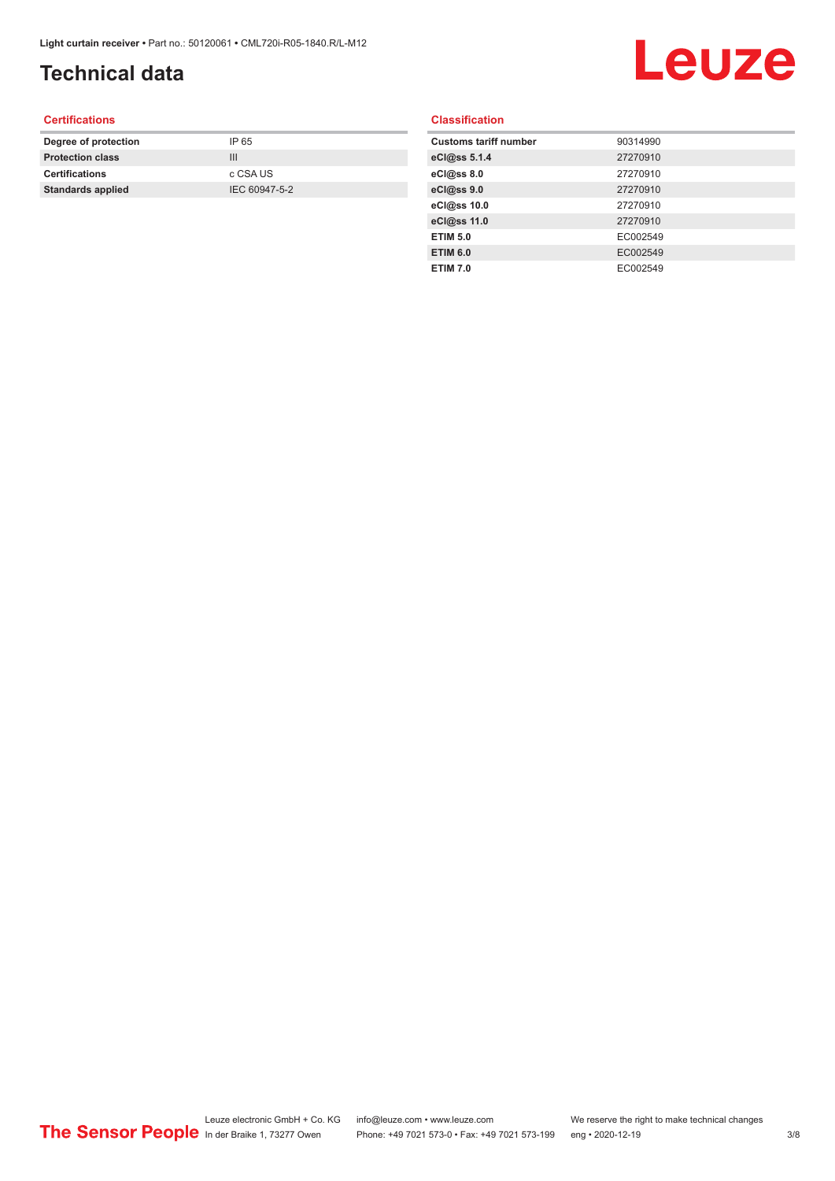# Technical data

## Certifications

| | |
|---|---|
| **Degree of protection** | IP 65 |
| **Protection class** | III |
| **Certifications** | c CSA US |
| **Standards applied** | IEC 60947-5-2 |

## Classification

| | |
|---|---|
| **Customs tariff number** | 90314990 |
| **eCl@ss 5.1.4** | 27270910 |
| **eCl@ss 8.0** | 27270910 |
| **eCl@ss 9.0** | 27270910 |
| **eCl@ss 10.0** | 27270910 |
| **eCl@ss 11.0** | 27270910 |
| **ETIM 5.0** | EC002549 |
| **ETIM 6.0** | EC002549 |
| **ETIM 7.0** | EC002549 |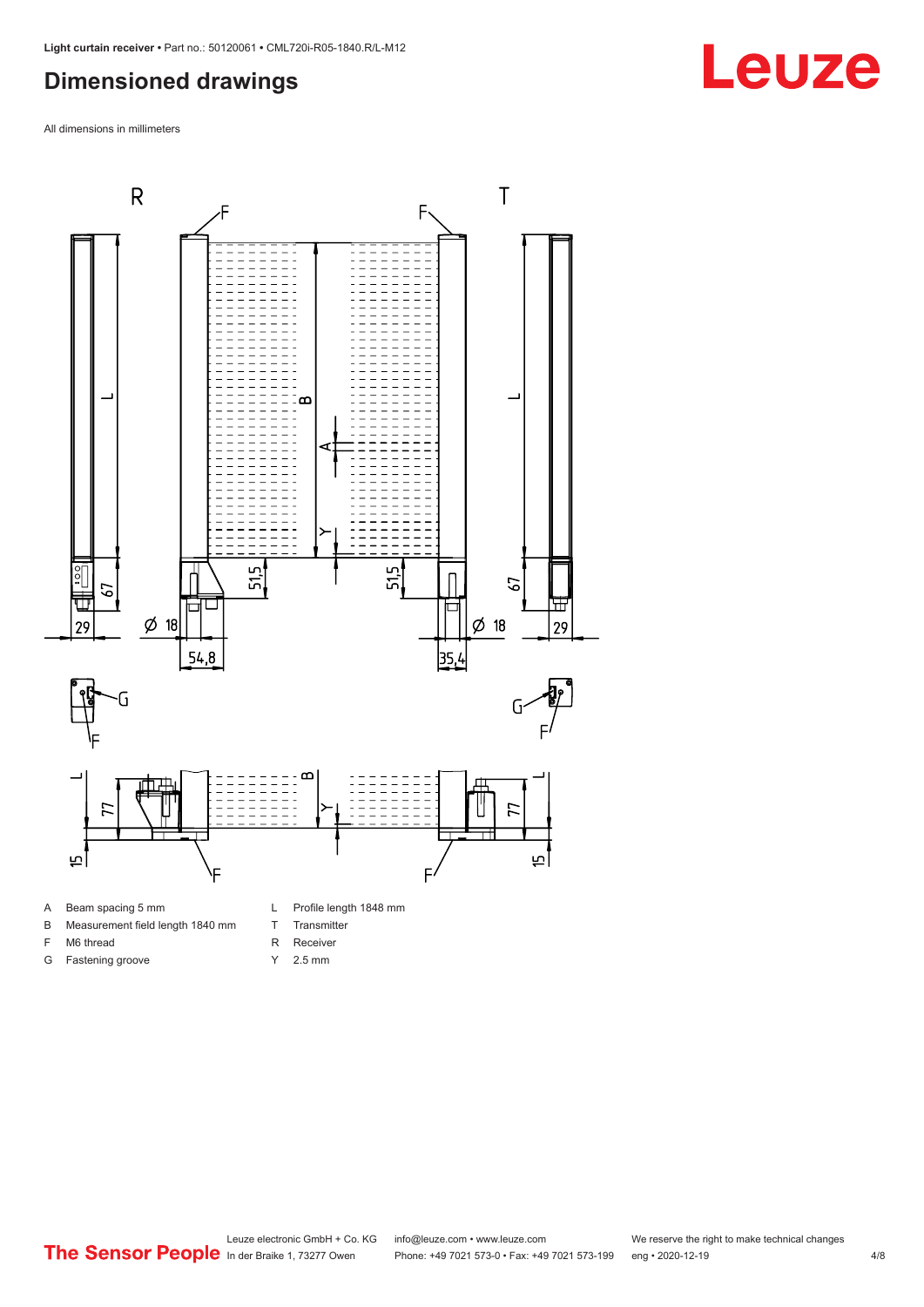# Dimensioned drawings

All dimensions in millimeters

- A Beam spacing 5 mm
- B Measurement field length 1840 mm
- F M6 thread
- G Fastening groove
- L Profile length 1848 mm
- T Transmitter
- R Receiver
- Y 2.5 mm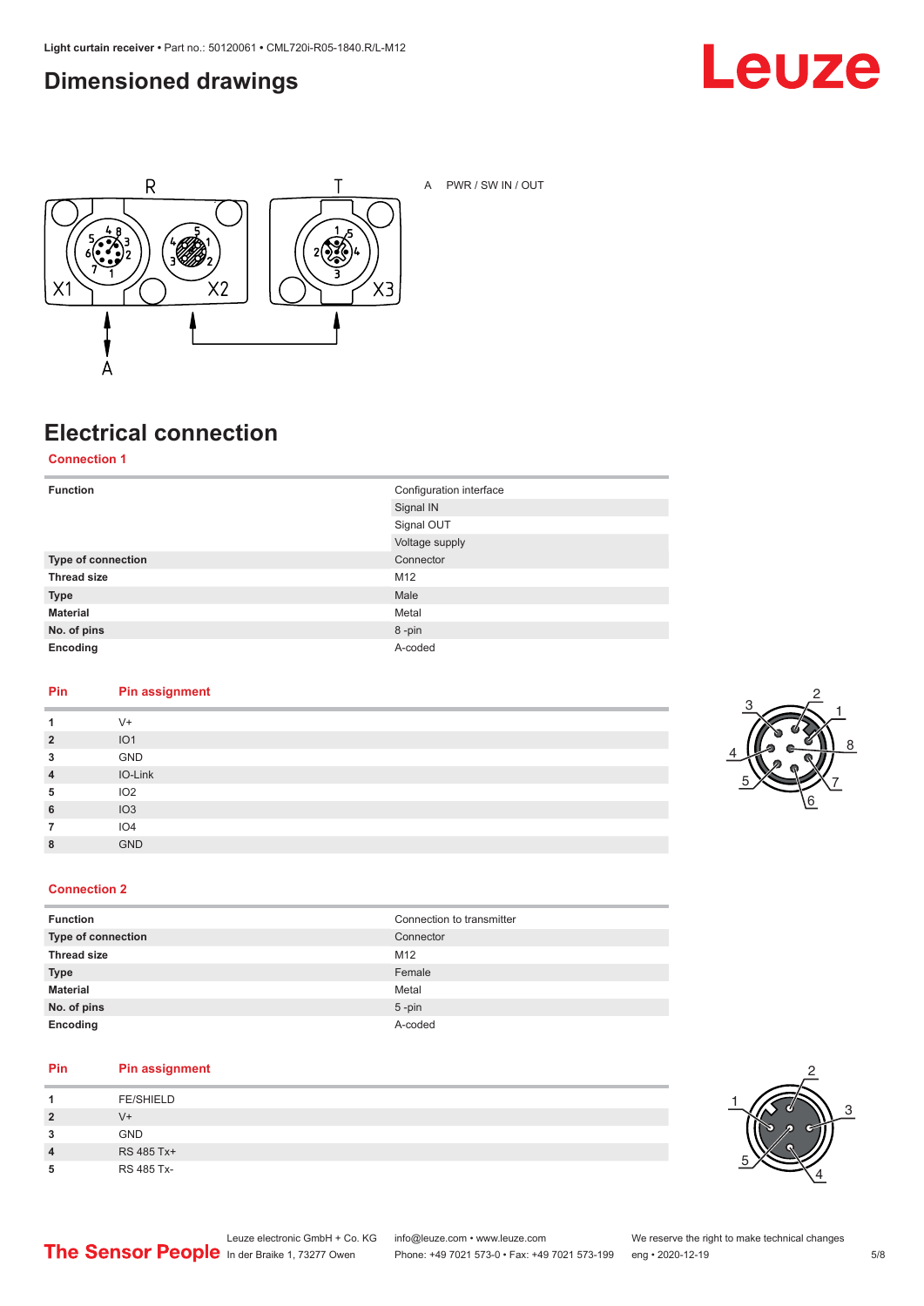## Dimensioned drawings

A PWR / SW IN / OUT

## Electrical connection

### Connection 1

| | |
|---|---|
| **Function** | Configuration interface |
| | Signal IN |
| | Signal OUT |
| | Voltage supply |
| **Type of connection** | Connector |
| **Thread size** | M12 |
| **Type** | Male |
| **Material** | Metal |
| **No. of pins** | 8 -pin |
| **Encoding** | A-coded |

| Pin | Pin assignment |
|---|---|
| **1** | V+ |
| **2** | IO1 |
| **3** | GND |
| **4** | IO-Link |
| **5** | IO2 |
| **6** | IO3 |
| **7** | IO4 |
| **8** | GND |

### Connection 2

| | |
|---|---|
| **Function** | Connection to transmitter |
| **Type of connection** | Connector |
| **Thread size** | M12 |
| **Type** | Female |
| **Material** | Metal |
| **No. of pins** | 5 -pin |
| **Encoding** | A-coded |

| Pin | Pin assignment |
|---|---|
| **1** | FE/SHIELD |
| **2** | V+ |
| **3** | GND |
| **4** | RS 485 Tx+ |
| **5** | RS 485 Tx- |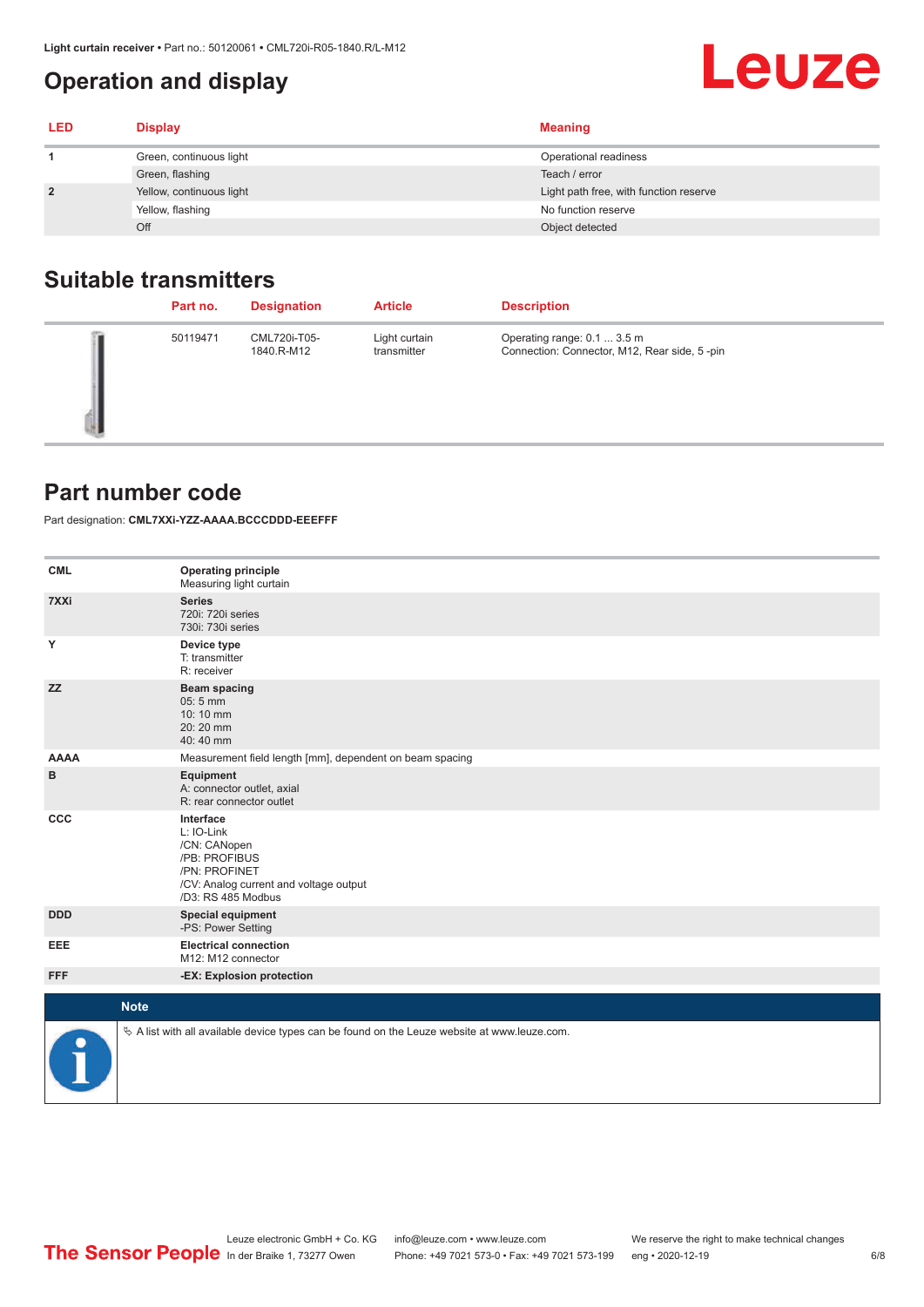## Operation and display

| LED | Display | Meaning |
|---|---|---|
| 1 | Green, continuous light | Operational readiness |
| | Green, flashing | Teach / error |
| 2 | Yellow, continuous light | Light path free, with function reserve |
| | Yellow, flashing | No function reserve |
| | Off | Object detected |

## Suitable transmitters

| | Part no. | Designation | Article | Description |
|---|---|---|---|---|
| | 50119471 | CML720i-T05-1840.R-M12 | Light curtain transmitter | Operating range: 0.1 ... 3.5 m<br>Connection: Connector, M12, Rear side, 5 -pin |

## Part number code

Part designation: **CML7XXi-YZZ-AAAA.BCCCDDD-EEEFFF**

| | |
|---|---|
| **CML** | **Operating principle**<br>Measuring light curtain |
| **7XXi** | **Series**<br>720i: 720i series<br>730i: 730i series |
| **Y** | **Device type**<br>T: transmitter<br>R: receiver |
| **ZZ** | **Beam spacing**<br>05: 5 mm<br>10: 10 mm<br>20: 20 mm<br>40: 40 mm |
| **AAAA** | Measurement field length [mm], dependent on beam spacing |
| **B** | **Equipment**<br>A: connector outlet, axial<br>R: rear connector outlet |
| **CCC** | **Interface**<br>L: IO-Link<br>/CN: CANopen<br>/PB: PROFIBUS<br>/PN: PROFINET<br>/CV: Analog current and voltage output<br>/D3: RS 485 Modbus |
| **DDD** | **Special equipment**<br>-PS: Power Setting |
| **EEE** | **Electrical connection**<br>M12: M12 connector |
| **FFF** | **-EX: Explosion protection** |

**Note**

↳ A list with all available device types can be found on the Leuze website at www.leuze.com.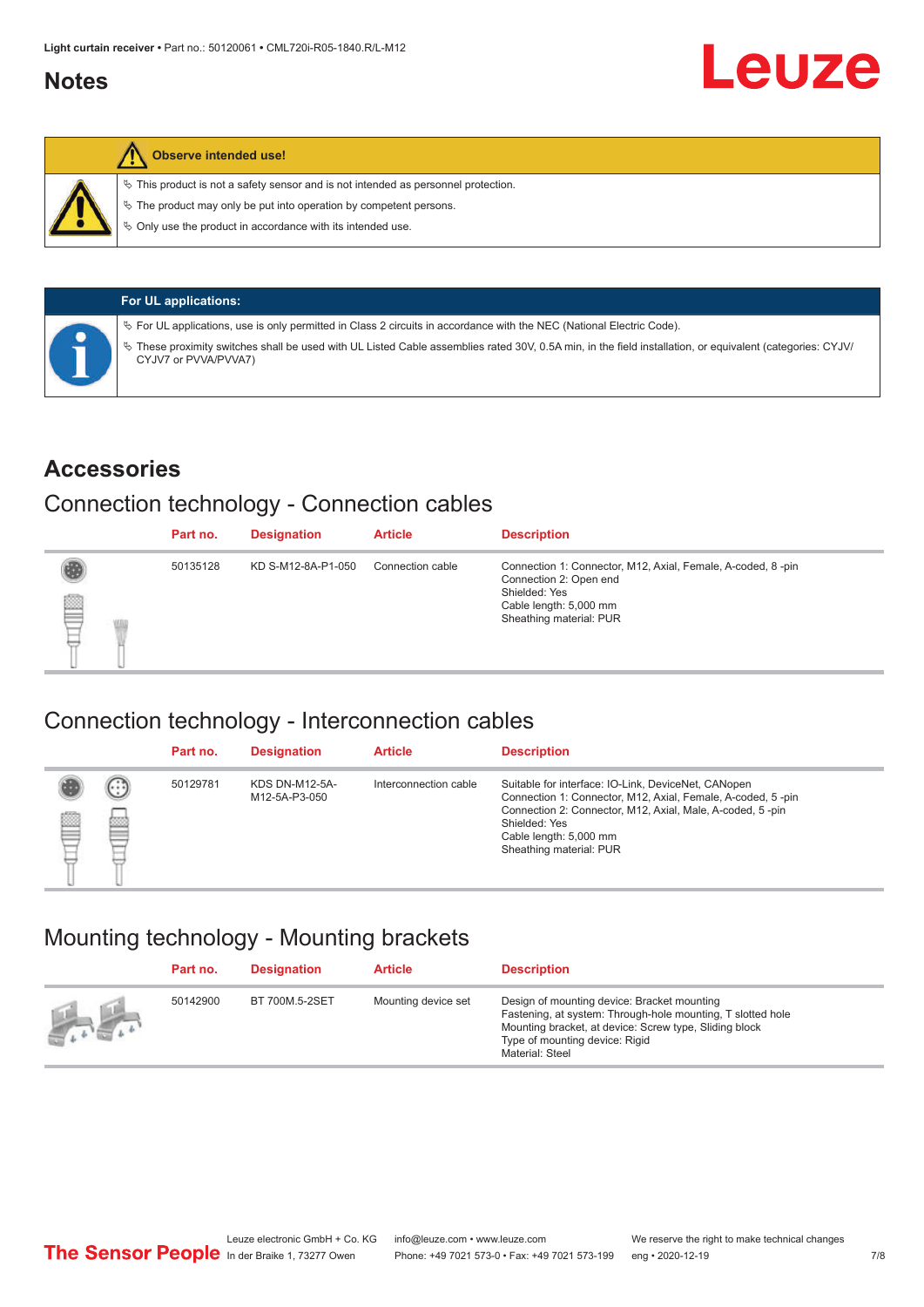## Notes

**Observe intended use!**

- This product is not a safety sensor and is not intended as personnel protection.
- The product may only be put into operation by competent persons.
- Only use the product in accordance with its intended use.

**For UL applications:**

- For UL applications, use is only permitted in Class 2 circuits in accordance with the NEC (National Electric Code).
- These proximity switches shall be used with UL Listed Cable assemblies rated 30V, 0.5A min, in the field installation, or equivalent (categories: CYJV/CYJV7 or PVVA/PVVA7)

# Accessories

## Connection technology - Connection cables

| Part no. | Designation | Article | Description |
|---|---|---|---|
| 50135128 | KD S-M12-8A-P1-050 | Connection cable | Connection 1: Connector, M12, Axial, Female, A-coded, 8 -pin<br>Connection 2: Open end<br>Shielded: Yes<br>Cable length: 5,000 mm<br>Sheathing material: PUR |

## Connection technology - Interconnection cables

| Part no. | Designation | Article | Description |
|---|---|---|---|
| 50129781 | KDS DN-M12-5A-M12-5A-P3-050 | Interconnection cable | Suitable for interface: IO-Link, DeviceNet, CANopen<br>Connection 1: Connector, M12, Axial, Female, A-coded, 5 -pin<br>Connection 2: Connector, M12, Axial, Male, A-coded, 5 -pin<br>Shielded: Yes<br>Cable length: 5,000 mm<br>Sheathing material: PUR |

## Mounting technology - Mounting brackets

| Part no. | Designation | Article | Description |
|---|---|---|---|
| 50142900 | BT 700M.5-2SET | Mounting device set | Design of mounting device: Bracket mounting<br>Fastening, at system: Through-hole mounting, T slotted hole<br>Mounting bracket, at device: Screw type, Sliding block<br>Type of mounting device: Rigid<br>Material: Steel |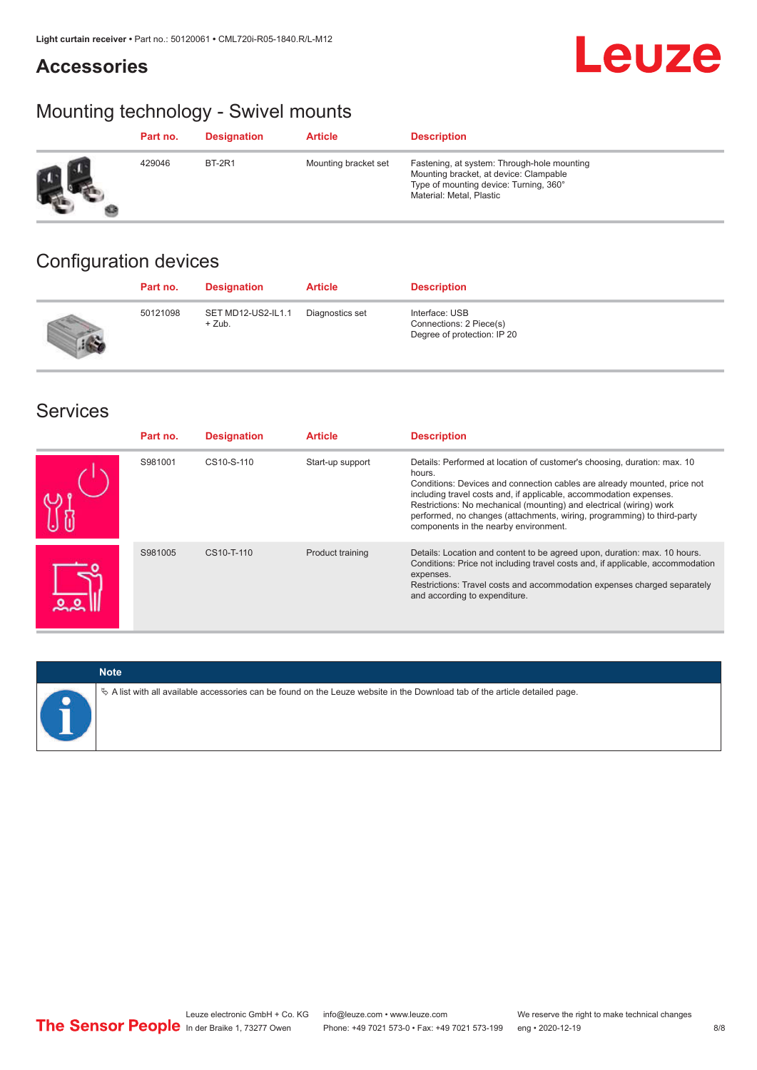## Accessories

### Mounting technology - Swivel mounts

| Part no. | Designation | Article | Description |
|---|---|---|---|
| 429046 | BT-2R1 | Mounting bracket set | Fastening, at system: Through-hole mounting<br>Mounting bracket, at device: Clampable<br>Type of mounting device: Turning, 360°<br>Material: Metal, Plastic |

### Configuration devices

| Part no. | Designation | Article | Description |
|---|---|---|---|
| 50121098 | SET MD12-US2-IL1.1 + Zub. | Diagnostics set | Interface: USB<br>Connections: 2 Piece(s)<br>Degree of protection: IP 20 |

### Services

| Part no. | Designation | Article | Description |
|---|---|---|---|
| S981001 | CS10-S-110 | Start-up support | Details: Performed at location of customer's choosing, duration: max. 10 hours.<br>Conditions: Devices and connection cables are already mounted, price not including travel costs and, if applicable, accommodation expenses.<br>Restrictions: No mechanical (mounting) and electrical (wiring) work performed, no changes (attachments, wiring, programming) to third-party components in the nearby environment. |
| S981005 | CS10-T-110 | Product training | Details: Location and content to be agreed upon, duration: max. 10 hours.<br>Conditions: Price not including travel costs and, if applicable, accommodation expenses.<br>Restrictions: Travel costs and accommodation expenses charged separately and according to expenditure. |

**Note**

↳ A list with all available accessories can be found on the Leuze website in the Download tab of the article detailed page.